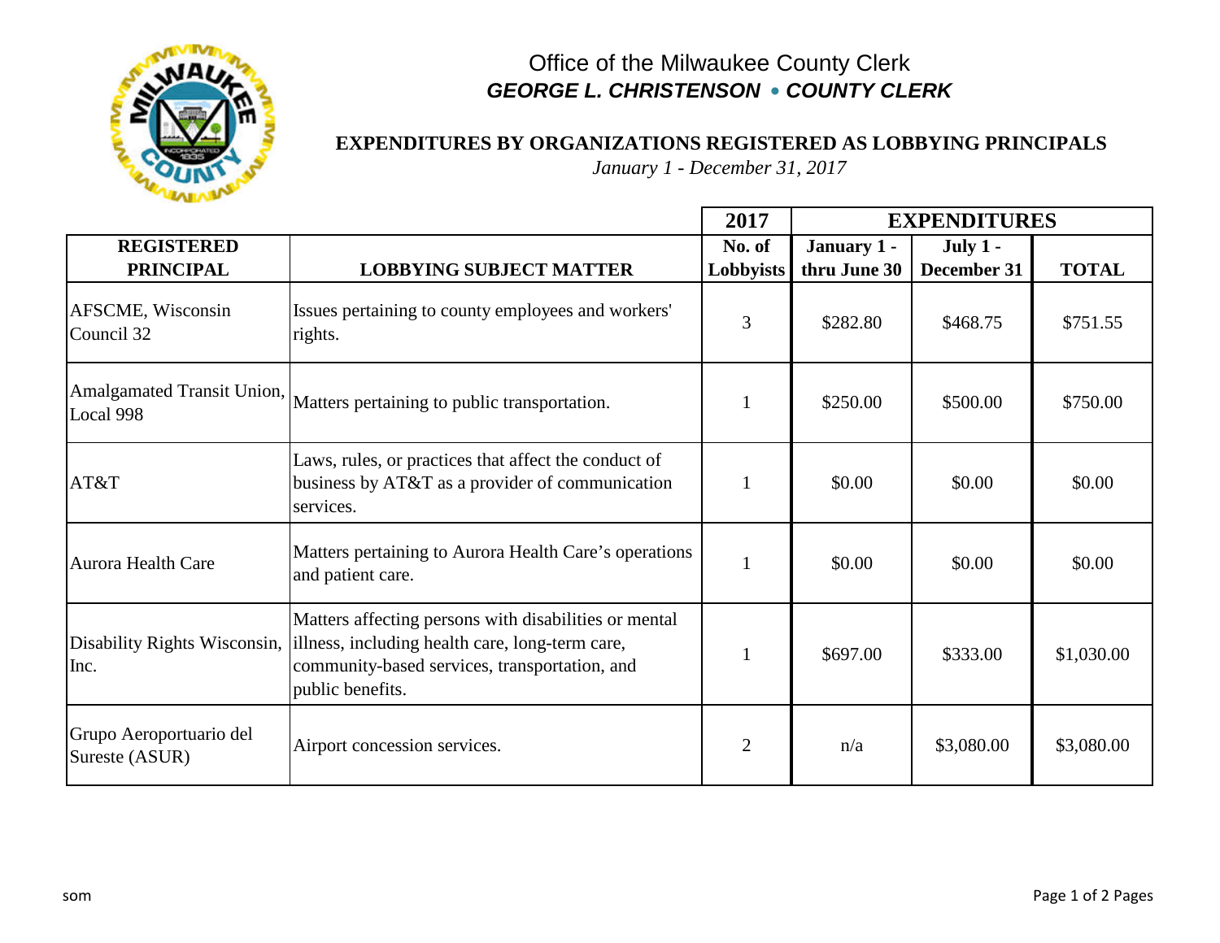Office of the Milwaukee County Clerk

***GEORGE L. CHRISTENSON • COUNTY CLERK***

## EXPENDITURES BY ORGANIZATIONS REGISTERED AS LOBBYING PRINCIPALS

*January 1 - December 31, 2017*

| REGISTERED PRINCIPAL | LOBBYING SUBJECT MATTER | 2017 No. of Lobbyists | EXPENDITURES January 1 - thru June 30 | July 1 - December 31 | TOTAL |
|---|---|---|---|---|---|
| AFSCME, Wisconsin Council 32 | Issues pertaining to county employees and workers' rights. | 3 | $282.80 | $468.75 | $751.55 |
| Amalgamated Transit Union, Local 998 | Matters pertaining to public transportation. | 1 | $250.00 | $500.00 | $750.00 |
| AT&T | Laws, rules, or practices that affect the conduct of business by AT&T as a provider of communication services. | 1 | $0.00 | $0.00 | $0.00 |
| Aurora Health Care | Matters pertaining to Aurora Health Care's operations and patient care. | 1 | $0.00 | $0.00 | $0.00 |
| Disability Rights Wisconsin, Inc. | Matters affecting persons with disabilities or mental illness, including health care, long-term care, community-based services, transportation, and public benefits. | 1 | $697.00 | $333.00 | $1,030.00 |
| Grupo Aeroportuario del Sureste (ASUR) | Airport concession services. | 2 | n/a | $3,080.00 | $3,080.00 |

som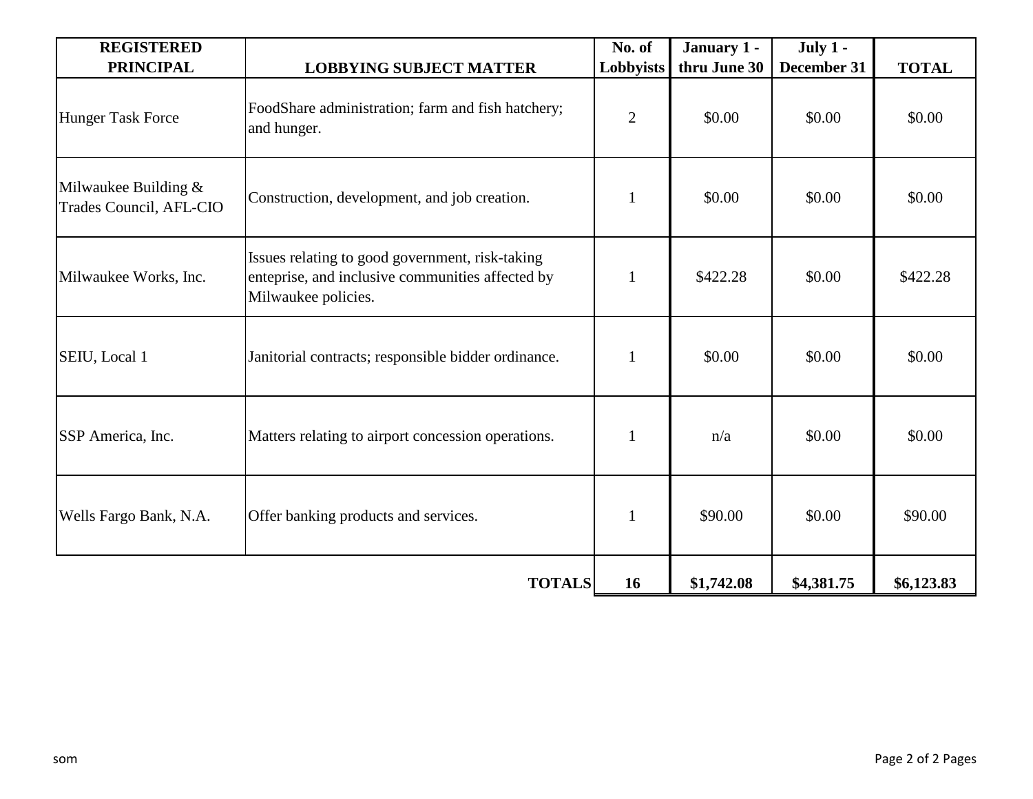| REGISTERED PRINCIPAL | LOBBYING SUBJECT MATTER | No. of Lobbyists | January 1 - thru June 30 | July 1 - December 31 | TOTAL |
|---|---|---|---|---|---|
| Hunger Task Force | FoodShare administration; farm and fish hatchery; and hunger. | 2 | $0.00 | $0.00 | $0.00 |
| Milwaukee Building & Trades Council, AFL-CIO | Construction, development, and job creation. | 1 | $0.00 | $0.00 | $0.00 |
| Milwaukee Works, Inc. | Issues relating to good government, risk-taking enteprise, and inclusive communities affected by Milwaukee policies. | 1 | $422.28 | $0.00 | $422.28 |
| SEIU, Local 1 | Janitorial contracts; responsible bidder ordinance. | 1 | $0.00 | $0.00 | $0.00 |
| SSP America, Inc. | Matters relating to airport concession operations. | 1 | n/a | $0.00 | $0.00 |
| Wells Fargo Bank, N.A. | Offer banking products and services. | 1 | $90.00 | $0.00 | $90.00 |
| | **TOTALS** | **16** | **$1,742.08** | **$4,381.75** | **$6,123.83** |

som